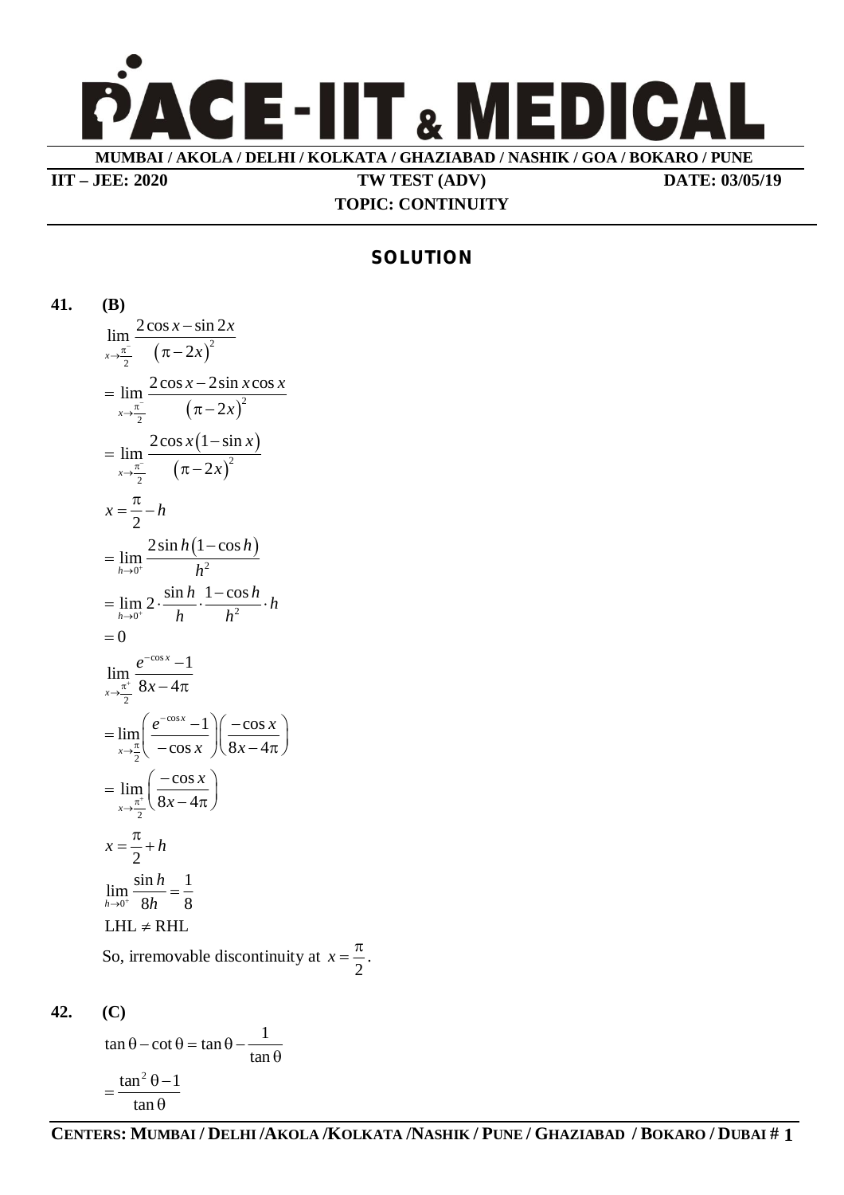# PACE-IIT & MEDICAL

**MUMBAI / AKOLA / DELHI / KOLKATA / GHAZIABAD / NASHIK / GOA / BOKARO / PUNE**

**IIT – JEE: 2020** **TW TEST (ADV)** **DATE: 03/05/19**

**TOPIC: CONTINUITY**

## SOLUTION

**41. (B)**

$$\lim_{x\to\frac{\pi}{2}} \frac{2\cos x - \sin 2x}{(\pi - 2x)^2}$$

$$= \lim_{x\to\frac{\pi^-}{2}} \frac{2\cos x - 2\sin x\cos x}{(\pi - 2x)^2}$$

$$= \lim_{x\to\frac{\pi^-}{2}} \frac{2\cos x(1-\sin x)}{(\pi - 2x)^2}$$

$$x = \frac{\pi}{2} - h$$

$$= \lim_{h\to 0^+} \frac{2\sin h(1-\cos h)}{h^2}$$

$$= \lim_{h\to 0^+} 2\cdot\frac{\sin h}{h}\cdot\frac{1-\cos h}{h^2}\cdot h$$

$$= 0$$

$$\lim_{x\to\frac{\pi^+}{2}} \frac{e^{-\cos x}-1}{8x-4\pi}$$

$$= \lim_{x\to\frac{\pi}{2}} \left(\frac{e^{-\cos x}-1}{-\cos x}\right)\left(\frac{-\cos x}{8x-4\pi}\right)$$

$$= \lim_{x\to\frac{\pi^+}{2}} \left(\frac{-\cos x}{8x-4\pi}\right)$$

$$x = \frac{\pi}{2} + h$$

$$\lim_{h\to 0^+} \frac{\sin h}{8h} = \frac{1}{8}$$

LHL $\neq$ RHL

So, irremovable discontinuity at $x = \frac{\pi}{2}$.

**42. (C)**

$$\tan\theta - \cot\theta = \tan\theta - \frac{1}{\tan\theta}$$

$$= \frac{\tan^2\theta - 1}{\tan\theta}$$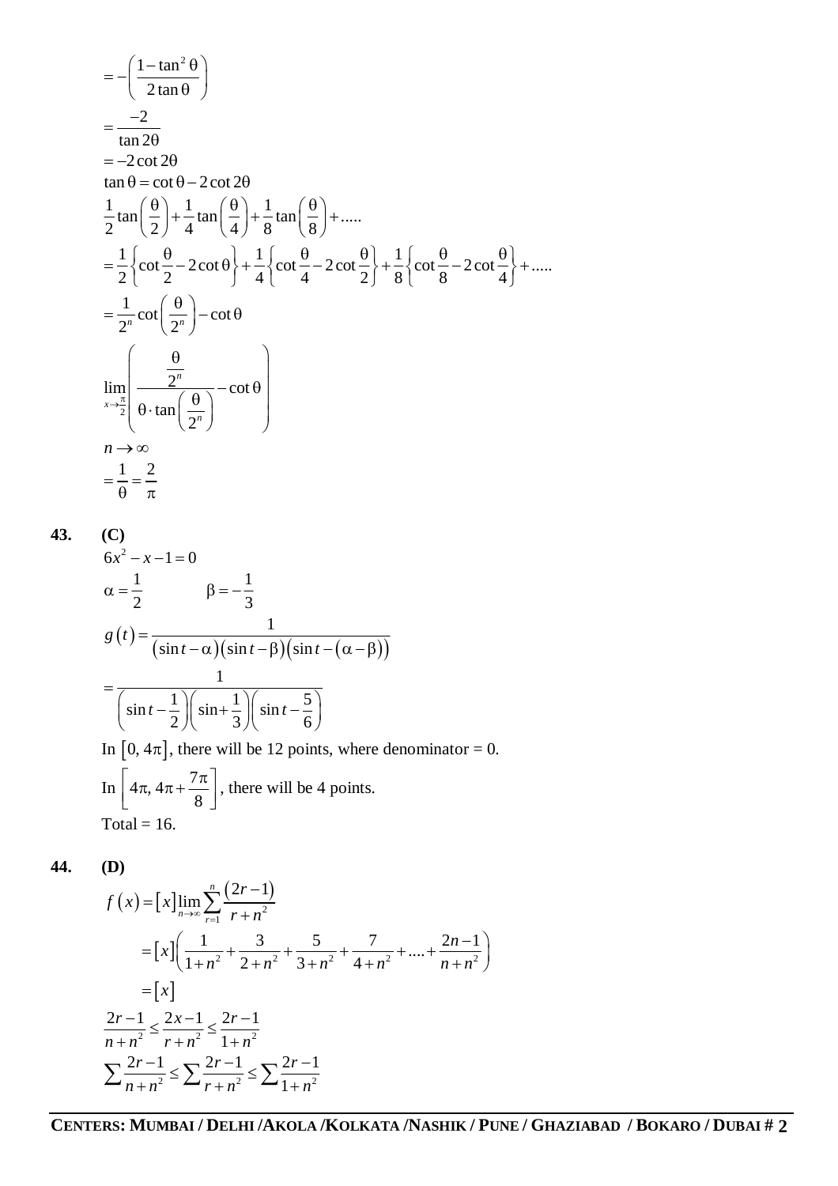$$= -\left(\frac{1-\tan^2\theta}{2\tan\theta}\right)$$

$$= \frac{-2}{\tan 2\theta}$$

$$= -2\cot 2\theta$$

$$\tan\theta = \cot\theta - 2\cot 2\theta$$

$$\frac{1}{2}\tan\left(\frac{\theta}{2}\right) + \frac{1}{4}\tan\left(\frac{\theta}{4}\right) + \frac{1}{8}\tan\left(\frac{\theta}{8}\right) + .....$$

$$= \frac{1}{2}\left\{\cot\frac{\theta}{2} - 2\cot\theta\right\} + \frac{1}{4}\left\{\cot\frac{\theta}{4} - 2\cot\frac{\theta}{2}\right\} + \frac{1}{8}\left\{\cot\frac{\theta}{8} - 2\cot\frac{\theta}{4}\right\} + .....$$

$$= \frac{1}{2^n}\cot\left(\frac{\theta}{2^n}\right) - \cot\theta$$

$$\lim_{x\to\frac{\pi}{2}}\left(\frac{\frac{\theta}{2^n}}{\theta\cdot\tan\left(\frac{\theta}{2^n}\right)} - \cot\theta\right)$$

$$n \to \infty$$

$$= \frac{1}{\theta} = \frac{2}{\pi}$$

**43. (C)**

$$6x^2 - x - 1 = 0$$

$$\alpha = \frac{1}{2} \qquad \beta = -\frac{1}{3}$$

$$g(t) = \frac{1}{(\sin t - \alpha)(\sin t - \beta)(\sin t - (\alpha - \beta))}$$

$$= \frac{1}{\left(\sin t - \frac{1}{2}\right)\left(\sin + \frac{1}{3}\right)\left(\sin t - \frac{5}{6}\right)}$$

In $[0, 4\pi]$, there will be 12 points, where denominator = 0.

In $\left[4\pi, 4\pi + \frac{7\pi}{8}\right]$, there will be 4 points.

Total = 16.

**44. (D)**

$$f(x) = [x]\lim_{n\to\infty}\sum_{r=1}^{n}\frac{(2r-1)}{r+n^2}$$

$$= [x]\left(\frac{1}{1+n^2} + \frac{3}{2+n^2} + \frac{5}{3+n^2} + \frac{7}{4+n^2} + .... + \frac{2n-1}{n+n^2}\right)$$

$$= [x]$$

$$\frac{2r-1}{n+n^2} \le \frac{2x-1}{r+n^2} \le \frac{2r-1}{1+n^2}$$

$$\sum\frac{2r-1}{n+n^2} \le \sum\frac{2r-1}{r+n^2} \le \sum\frac{2r-1}{1+n^2}$$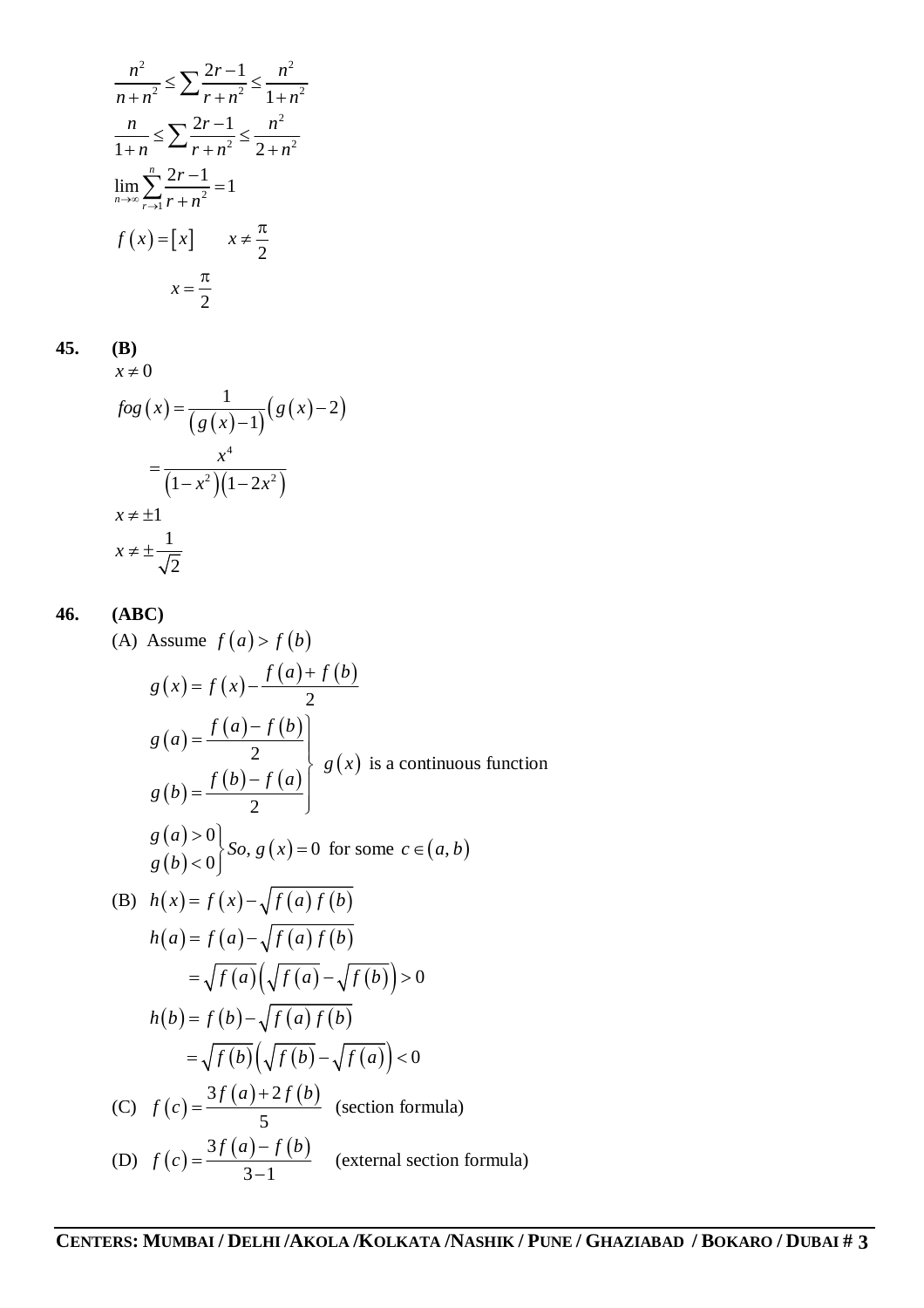$$\frac{n^2}{n+n^2} \le \sum \frac{2r-1}{r+n^2} \le \frac{n^2}{1+n^2}$$

$$\frac{n}{1+n} \le \sum \frac{2r-1}{r+n^2} \le \frac{n^2}{2+n^2}$$

$$\lim_{n\to\infty} \sum_{r\to 1}^{n} \frac{2r-1}{r+n^2} = 1$$

$$f(x) = [x] \qquad x \ne \frac{\pi}{2}$$

$$x = \frac{\pi}{2}$$

**45.** **(B)**

$x \ne 0$

$$fog(x) = \frac{1}{\left(g(x)-1\right)}\left(g(x)-2\right)$$

$$= \frac{x^4}{\left(1-x^2\right)\left(1-2x^2\right)}$$

$x \ne \pm 1$

$x \ne \pm \frac{1}{\sqrt{2}}$

**46.** **(ABC)**

(A) Assume $f(a) > f(b)$

$$g(x) = f(x) - \frac{f(a)+f(b)}{2}$$

$$\left.\begin{aligned} g(a) &= \frac{f(a)-f(b)}{2} \\ g(b) &= \frac{f(b)-f(a)}{2} \end{aligned}\right\} \ g(x) \text{ is a continuous function}$$

$$\left.\begin{aligned} g(a) &> 0 \\ g(b) &< 0 \end{aligned}\right\} So,\ g(x) = 0 \text{ for some } c \in (a,b)$$

(B) $h(x) = f(x) - \sqrt{f(a)\,f(b)}$

$$h(a) = f(a) - \sqrt{f(a)\,f(b)}$$

$$= \sqrt{f(a)}\left(\sqrt{f(a)} - \sqrt{f(b)}\right) > 0$$

$$h(b) = f(b) - \sqrt{f(a)\,f(b)}$$

$$= \sqrt{f(b)}\left(\sqrt{f(b)} - \sqrt{f(a)}\right) < 0$$

(C) $f(c) = \dfrac{3f(a)+2f(b)}{5}$ (section formula)

(D) $f(c) = \dfrac{3f(a)-f(b)}{3-1}$ (external section formula)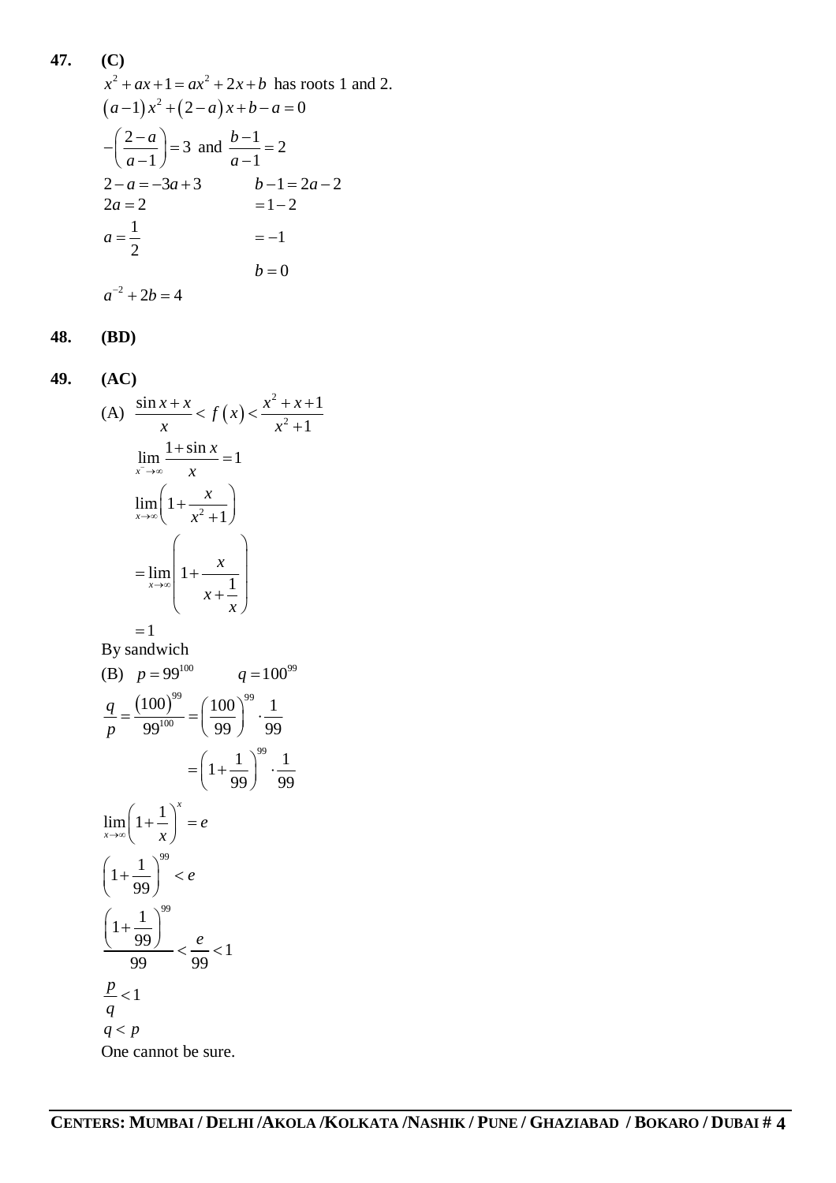**47.** **(C)**

$x^2+ax+1=ax^2+2x+b$ has roots 1 and 2.

$(a-1)x^2+(2-a)x+b-a=0$

$-\left(\frac{2-a}{a-1}\right)=3$ and $\frac{b-1}{a-1}=2$

$2-a=-3a+3 \qquad b-1=2a-2$

$2a=2 \qquad =1-2$

$a=\frac{1}{2} \qquad =-1$

$b=0$

$a^{-2}+2b=4$

**48.** **(BD)**

**49.** **(AC)**

(A) $\frac{\sin x+x}{x}<f(x)<\frac{x^2+x+1}{x^2+1}$

$\lim_{x^- \to \infty} \frac{1+\sin x}{x}=1$

$\lim_{x\to\infty}\left(1+\frac{x}{x^2+1}\right)$

$=\lim_{x\to\infty}\left(1+\frac{x}{x+\frac{1}{x}}\right)$

$=1$

By sandwich

(B) $p=99^{100} \qquad q=100^{99}$

$\frac{q}{p}=\frac{(100)^{99}}{99^{100}}=\left(\frac{100}{99}\right)^{99}\cdot\frac{1}{99}$

$=\left(1+\frac{1}{99}\right)^{99}\cdot\frac{1}{99}$

$\lim_{x\to\infty}\left(1+\frac{1}{x}\right)^x=e$

$\left(1+\frac{1}{99}\right)^{99}<e$

$\frac{\left(1+\frac{1}{99}\right)^{99}}{99}<\frac{e}{99}<1$

$\frac{p}{q}<1$

$q<p$

One cannot be sure.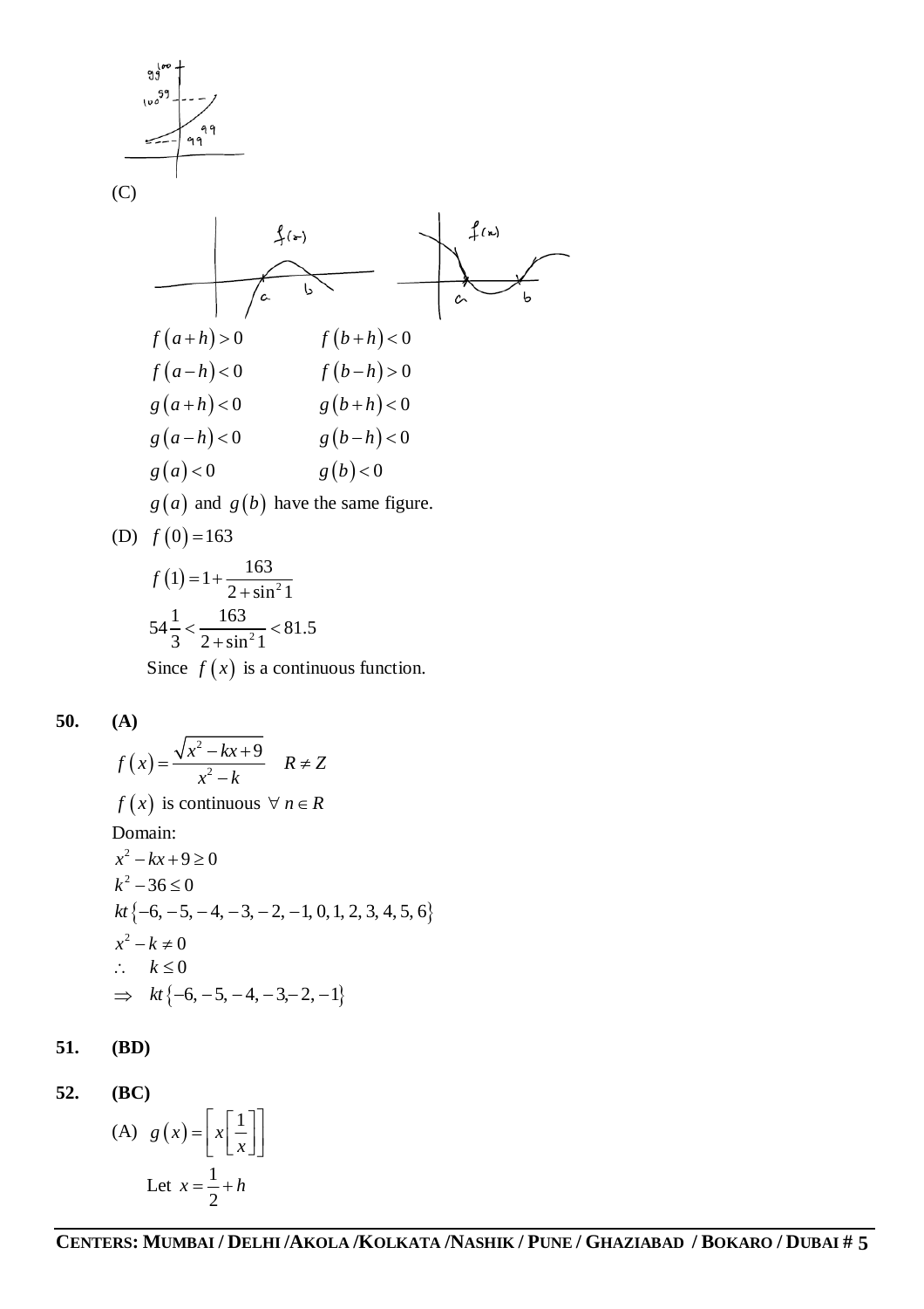(C)

$f(a+h) > 0 \qquad f(b+h) < 0$

$f(a-h) < 0 \qquad f(b-h) > 0$

$g(a+h) < 0 \qquad g(b+h) < 0$

$g(a-h) < 0 \qquad g(b-h) < 0$

$g(a) < 0 \qquad g(b) < 0$

$g(a)$ and $g(b)$ have the same figure.

(D) $f(0) = 163$

$$f(1) = 1 + \frac{163}{2+\sin^2 1}$$

$$54\frac{1}{3} < \frac{163}{2+\sin^2 1} < 81.5$$

Since $f(x)$ is a continuous function.

**50. (A)**

$$f(x) = \frac{\sqrt{x^2 - kx + 9}}{x^2 - k} \quad R \neq Z$$

$f(x)$ is continuous $\forall\, n \in R$

Domain:

$x^2 - kx + 9 \geq 0$

$k^2 - 36 \leq 0$

$kt\{-6, -5, -4, -3, -2, -1, 0, 1, 2, 3, 4, 5, 6\}$

$x^2 - k \neq 0$

$\therefore \quad k \leq 0$

$\Rightarrow \quad kt\{-6, -5, -4, -3, -2, -1\}$

**51. (BD)**

**52. (BC)**

(A) $g(x) = \left[x\left[\frac{1}{x}\right]\right]$

Let $x = \frac{1}{2} + h$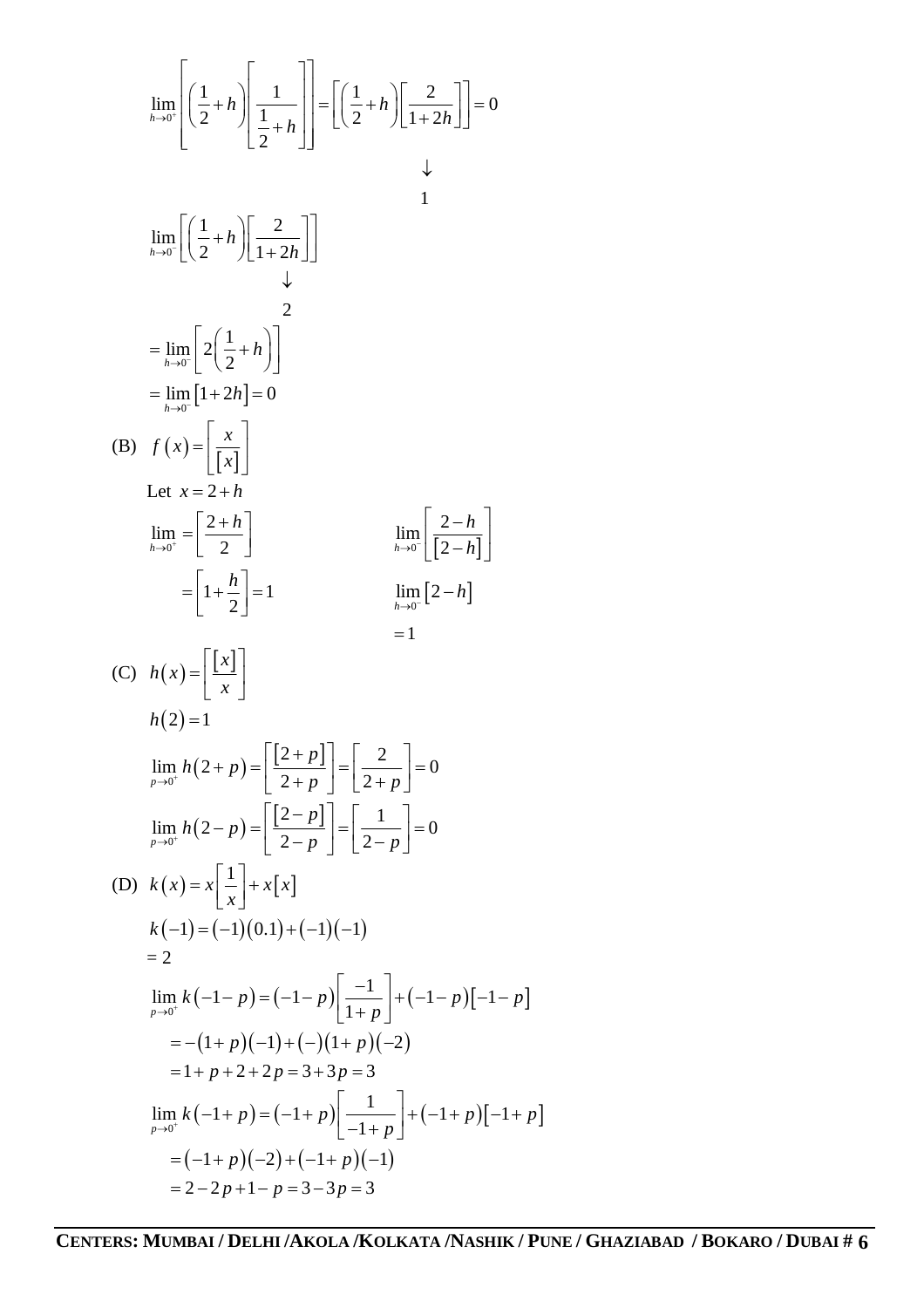$$\lim_{h\to 0^+}\left[\left(\frac{1}{2}+h\right)\left[\frac{1}{\frac{1}{2}+h}\right]\right]=\left[\left(\frac{1}{2}+h\right)\left[\frac{2}{1+2h}\right]\right]=0$$

$$\downarrow$$

$$1$$

$$\lim_{h\to 0^-}\left[\left(\frac{1}{2}+h\right)\left[\frac{2}{1+2h}\right]\right]$$

$$\downarrow$$

$$2$$

$$=\lim_{h\to 0^-}\left[2\left(\frac{1}{2}+h\right)\right]$$

$$=\lim_{h\to 0^-}\left[1+2h\right]=0$$

(B) $f\left(x\right)=\left[\frac{x}{\left[x\right]}\right]$

Let $x=2+h$

$$\lim_{h\to 0^+}=\left[\frac{2+h}{2}\right] \qquad\qquad \lim_{h\to 0^-}\left[\frac{2-h}{\left[2-h\right]}\right]$$

$$=\left[1+\frac{h}{2}\right]=1 \qquad\qquad \lim_{h\to 0^-}\left[2-h\right]$$

$$=1$$

(C) $h\left(x\right)=\left[\frac{\left[x\right]}{x}\right]$

$h\left(2\right)=1$

$$\lim_{p\to 0^+}h\left(2+p\right)=\left[\frac{\left[2+p\right]}{2+p}\right]=\left[\frac{2}{2+p}\right]=0$$

$$\lim_{p\to 0^+}h\left(2-p\right)=\left[\frac{\left[2-p\right]}{2-p}\right]=\left[\frac{1}{2-p}\right]=0$$

(D) $k\left(x\right)=x\left[\frac{1}{x}\right]+x\left[x\right]$

$k\left(-1\right)=\left(-1\right)\left(0.1\right)+\left(-1\right)\left(-1\right)$

$=2$

$$\lim_{p\to 0^+}k\left(-1-p\right)=\left(-1-p\right)\left[\frac{-1}{1+p}\right]+\left(-1-p\right)\left[-1-p\right]$$

$$=-\left(1+p\right)\left(-1\right)+\left(-\right)\left(1+p\right)\left(-2\right)$$

$$=1+p+2+2p=3+3p=3$$

$$\lim_{p\to 0^+}k\left(-1+p\right)=\left(-1+p\right)\left[\frac{1}{-1+p}\right]+\left(-1+p\right)\left[-1+p\right]$$

$$=\left(-1+p\right)\left(-2\right)+\left(-1+p\right)\left(-1\right)$$

$$=2-2p+1-p=3-3p=3$$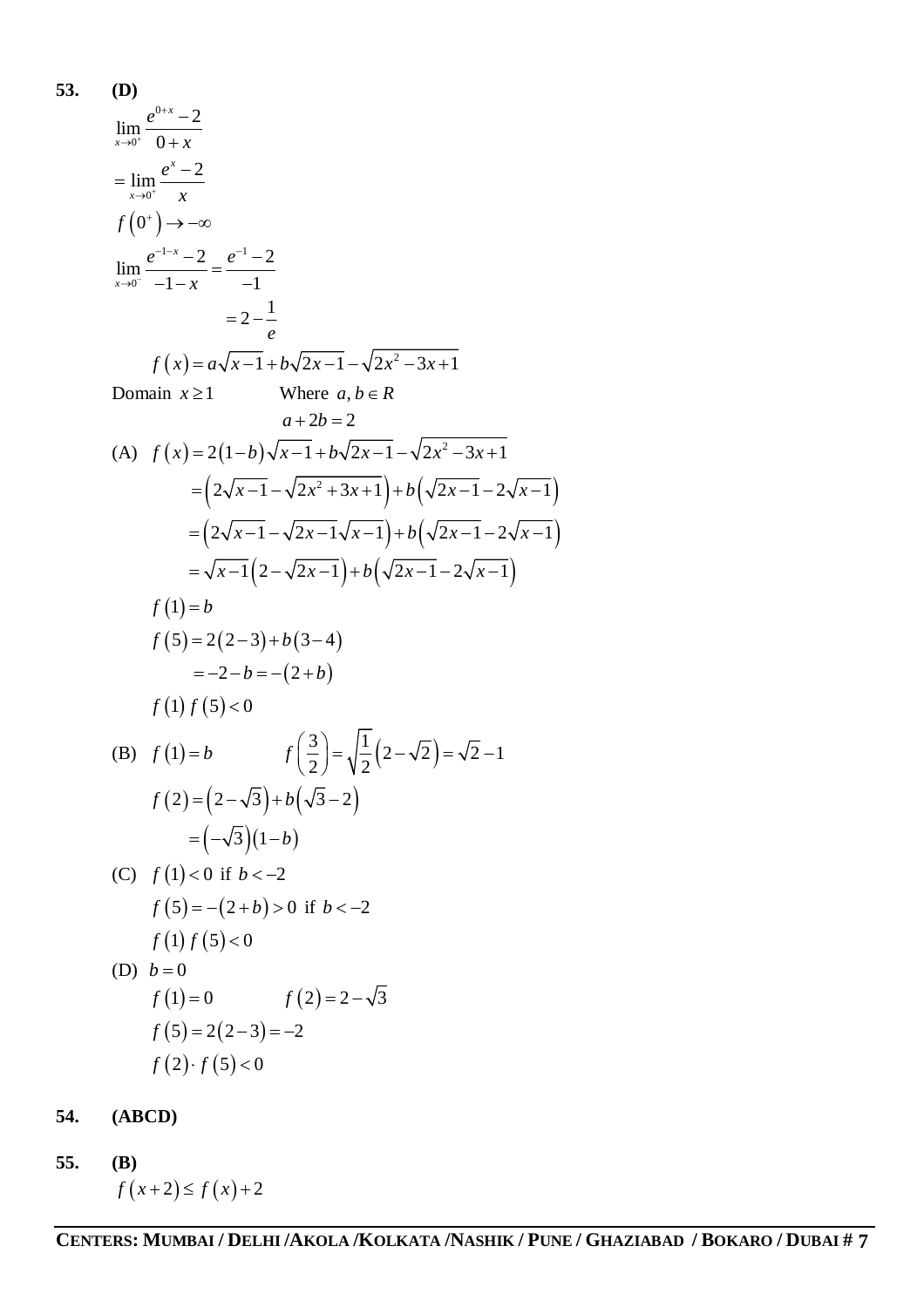**53. (D)**

$$\lim_{x\to 0^+} \frac{e^{0+x}-2}{0+x}$$

$$= \lim_{x\to 0^+} \frac{e^x-2}{x}$$

$$f\left(0^+\right) \to -\infty$$

$$\lim_{x\to 0^-} \frac{e^{-1-x}-2}{-1-x} = \frac{e^{-1}-2}{-1}$$

$$= 2-\frac{1}{e}$$

$$f(x) = a\sqrt{x-1} + b\sqrt{2x-1} - \sqrt{2x^2-3x+1}$$

Domain $x \ge 1$ Where $a, b \in R$

$$a+2b=2$$

(A) $f(x) = 2(1-b)\sqrt{x-1} + b\sqrt{2x-1} - \sqrt{2x^2-3x+1}$

$$= \left(2\sqrt{x-1} - \sqrt{2x^2+3x+1}\right) + b\left(\sqrt{2x-1} - 2\sqrt{x-1}\right)$$

$$= \left(2\sqrt{x-1} - \sqrt{2x-1}\sqrt{x-1}\right) + b\left(\sqrt{2x-1} - 2\sqrt{x-1}\right)$$

$$= \sqrt{x-1}\left(2-\sqrt{2x-1}\right) + b\left(\sqrt{2x-1} - 2\sqrt{x-1}\right)$$

$f(1) = b$

$f(5) = 2(2-3) + b(3-4)$

$= -2-b = -(2+b)$

$f(1)\,f(5) < 0$

(B) $f(1) = b$ $\quad f\left(\frac{3}{2}\right) = \sqrt{\frac{1}{2}}\left(2-\sqrt{2}\right) = \sqrt{2}-1$

$f(2) = \left(2-\sqrt{3}\right) + b\left(\sqrt{3}-2\right)$

$= \left(-\sqrt{3}\right)(1-b)$

(C) $f(1) < 0$ if $b < -2$

$f(5) = -(2+b) > 0$ if $b < -2$

$f(1)\,f(5) < 0$

(D) $b = 0$

$f(1) = 0$ $\quad f(2) = 2-\sqrt{3}$

$f(5) = 2(2-3) = -2$

$f(2)\cdot f(5) < 0$

**54. (ABCD)**

**55. (B)**

$f(x+2) \le f(x)+2$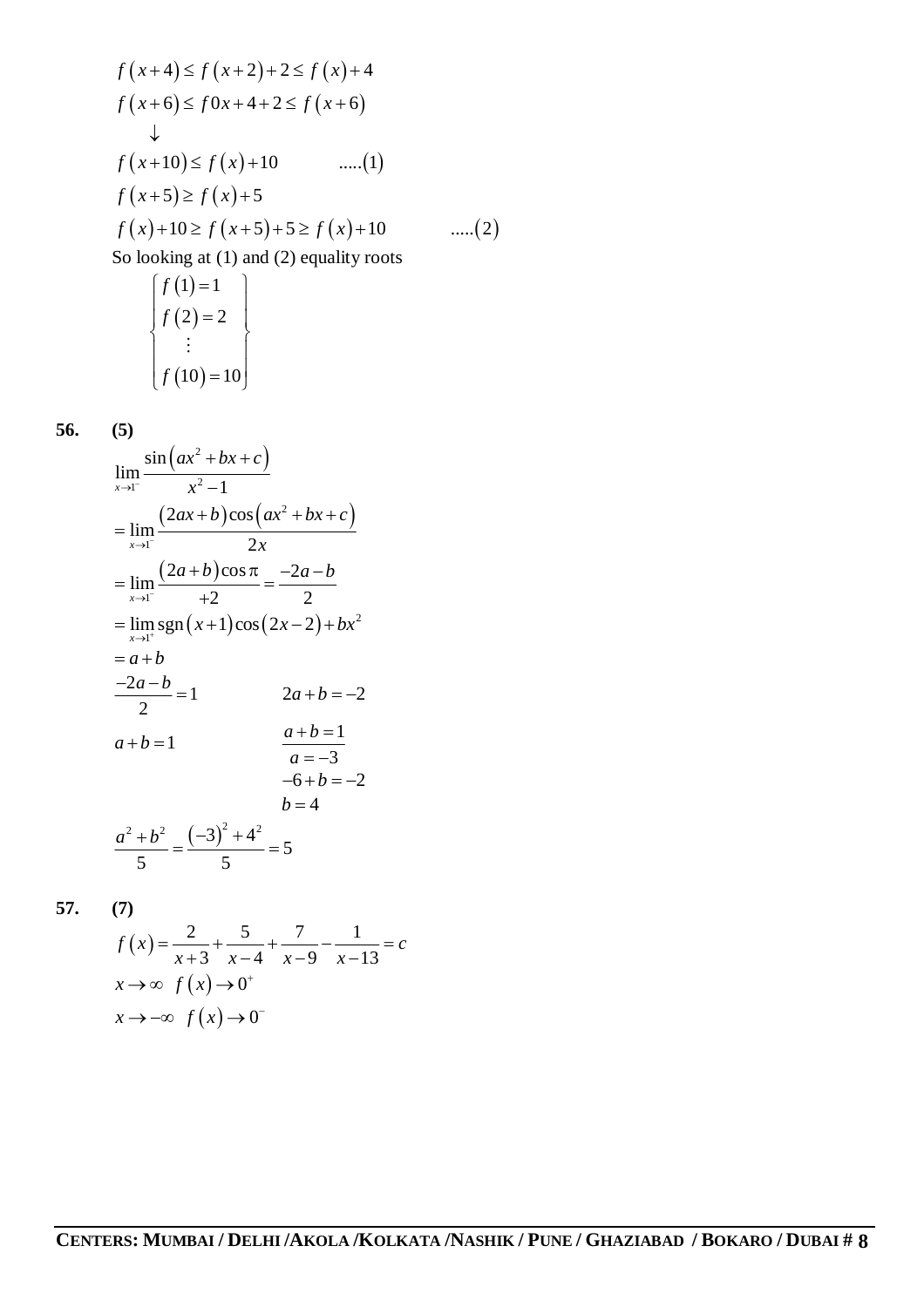$$f(x+4) \le f(x+2)+2 \le f(x)+4$$

$$f(x+6) \le f0x+4+2 \le f(x+6)$$

$$\downarrow$$

$$f(x+10) \le f(x)+10 \qquad .....(1)$$

$$f(x+5) \ge f(x)+5$$

$$f(x)+10 \ge f(x+5)+5 \ge f(x)+10 \qquad .....(2)$$

So looking at (1) and (2) equality roots

$$\left\{\begin{matrix} f(1)=1 \\ f(2)=2 \\ \vdots \\ f(10)=10 \end{matrix}\right\}$$

**56. (5)**

$$\lim_{x\to 1^-} \frac{\sin(ax^2+bx+c)}{x^2-1}$$

$$= \lim_{x\to 1^-} \frac{(2ax+b)\cos(ax^2+bx+c)}{2x}$$

$$= \lim_{x\to 1^-} \frac{(2a+b)\cos\pi}{+2} = \frac{-2a-b}{2}$$

$$= \lim_{x\to 1^+} \operatorname{sgn}(x+1)\cos(2x-2)+bx^2$$

$$= a+b$$

$$\frac{-2a-b}{2} = 1 \qquad 2a+b=-2$$

$$a+b=1 \qquad \frac{a+b=1}{a=-3}$$

$$-6+b=-2$$

$$b=4$$

$$\frac{a^2+b^2}{5} = \frac{(-3)^2+4^2}{5} = 5$$

**57. (7)**

$$f(x) = \frac{2}{x+3} + \frac{5}{x-4} + \frac{7}{x-9} - \frac{1}{x-13} = c$$

$$x\to\infty \quad f(x)\to 0^+$$

$$x\to-\infty \quad f(x)\to 0^-$$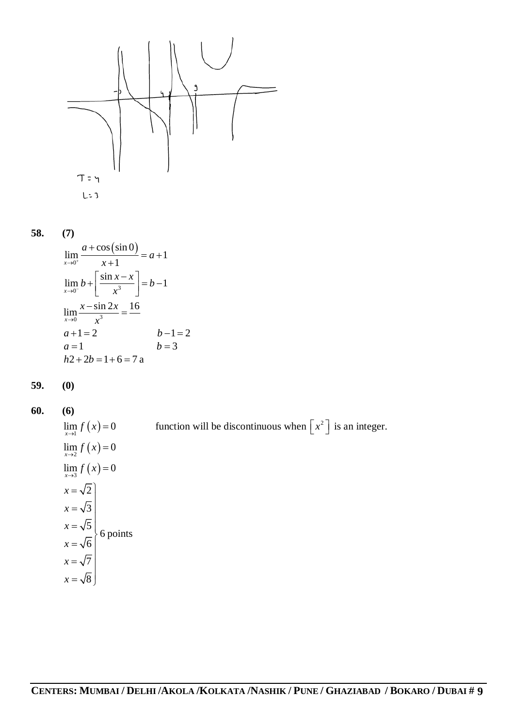T = 4

L = 3

**58.** **(7)**

$$\lim_{x\to 0^+} \frac{a+\cos(\sin 0)}{x+1} = a+1$$

$$\lim_{x\to 0^-} b + \left[\frac{\sin x - x}{x^3}\right] = b-1$$

$$\lim_{x\to 0} \frac{x-\sin 2x}{x^3} = \frac{16}{}$$

$a+1=2$ $\qquad$ $b-1=2$

$a=1$ $\qquad$ $b=3$

$h2+2b=1+6=7$ a

**59.** **(0)**

**60.** **(6)**

$\lim_{x\to 1} f(x)=0$ $\qquad$ function will be discontinuous when $\left[x^2\right]$ is an integer.

$\lim_{x\to 2} f(x)=0$

$\lim_{x\to 3} f(x)=0$

$$\left.\begin{array}{l} x=\sqrt{2} \\ x=\sqrt{3} \\ x=\sqrt{5} \\ x=\sqrt{6} \\ x=\sqrt{7} \\ x=\sqrt{8} \end{array}\right\} \text{6 points}$$